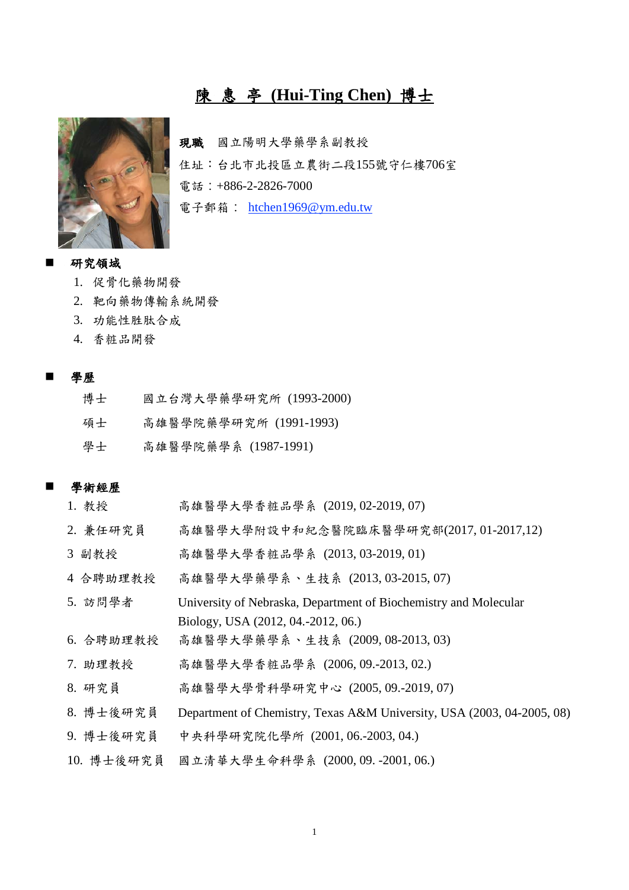# 陳 惠 亭 (Hui-Ting Chen) 博士

**現職** 國立陽明大學藥學系副教授

住址：台北市北投區立農街二段155號守仁樓706室

電話：+886-2-2826-7000

電子郵箱： htchen1969@ym.edu.tw

## 研究領域

1. 促骨化藥物開發
2. 靶向藥物傳輸系統開發
3. 功能性胜肽合成
4. 香粧品開發

## 學歷

| | |
|---|---|
| 博士 | 國立台灣大學藥學研究所 (1993-2000) |
| 碩士 | 高雄醫學院藥學研究所 (1991-1993) |
| 學士 | 高雄醫學院藥學系 (1987-1991) |

## 學術經歷

| | |
|---|---|
| 1. 教授 | 高雄醫學大學香粧品學系 (2019, 02-2019, 07) |
| 2. 兼任研究員 | 高雄醫學大學附設中和紀念醫院臨床醫學研究部(2017, 01-2017,12) |
| 3 副教授 | 高雄醫學大學香粧品學系 (2013, 03-2019, 01) |
| 4 合聘助理教授 | 高雄醫學大學藥學系、生技系 (2013, 03-2015, 07) |
| 5. 訪問學者 | University of Nebraska, Department of Biochemistry and Molecular Biology, USA (2012, 04.-2012, 06.) |
| 6. 合聘助理教授 | 高雄醫學大學藥學系、生技系 (2009, 08-2013, 03) |
| 7. 助理教授 | 高雄醫學大學香粧品學系 (2006, 09.-2013, 02.) |
| 8. 研究員 | 高雄醫學大學骨科學研究中心 (2005, 09.-2019, 07) |
| 8. 博士後研究員 | Department of Chemistry, Texas A&M University, USA (2003, 04-2005, 08) |
| 9. 博士後研究員 | 中央科學研究院化學所 (2001, 06.-2003, 04.) |
| 10. 博士後研究員 | 國立清華大學生命科學系 (2000, 09. -2001, 06.) |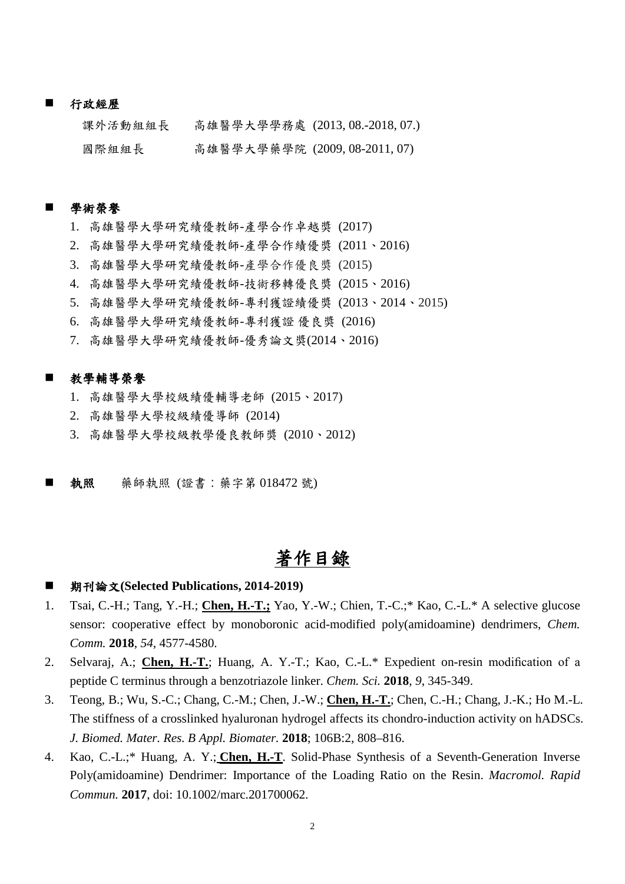## ■ 行政經歷

課外活動組組長　　高雄醫學大學學務處 (2013, 08.-2018, 07.)

國際組組長　　　　高雄醫學大學藥學院 (2009, 08-2011, 07)

## ■ 學術榮譽

1. 高雄醫學大學研究績優教師-產學合作卓越獎 (2017)
2. 高雄醫學大學研究績優教師-產學合作績優獎 (2011、2016)
3. 高雄醫學大學研究績優教師-產學合作優良獎 (2015)
4. 高雄醫學大學研究績優教師-技術移轉優良獎 (2015、2016)
5. 高雄醫學大學研究績優教師-專利獲證績優獎 (2013、2014、2015)
6. 高雄醫學大學研究績優教師-專利獲證 優良獎 (2016)
7. 高雄醫學大學研究績優教師-優秀論文獎(2014、2016)

## ■ 教學輔導榮譽

1. 高雄醫學大學校級績優輔導老師 (2015、2017)
2. 高雄醫學大學校級績優導師 (2014)
3. 高雄醫學大學校級教學優良教師獎 (2010、2012)

## ■ 執照　　藥師執照 (證書：藥字第 018472 號)

# 著作目錄

## ■ 期刊論文(Selected Publications, 2014-2019)

1. Tsai, C.-H.; Tang, Y.-H.; **Chen, H.-T.;** Yao, Y.-W.; Chien, T.-C.;* Kao, C.-L.* A selective glucose sensor: cooperative effect by monoboronic acid-modified poly(amidoamine) dendrimers, *Chem. Comm.* **2018**, *54*, 4577-4580.
2. Selvaraj, A.; **Chen, H.-T.**; Huang, A. Y.-T.; Kao, C.-L.* Expedient on-resin modification of a peptide C terminus through a benzotriazole linker. *Chem. Sci.* **2018**, *9*, 345-349.
3. Teong, B.; Wu, S.-C.; Chang, C.-M.; Chen, J.-W.; **Chen, H.-T.**; Chen, C.-H.; Chang, J.-K.; Ho M.-L. The stiffness of a crosslinked hyaluronan hydrogel affects its chondro-induction activity on hADSCs. *J. Biomed. Mater. Res. B Appl. Biomater.* **2018**; 106B:2, 808–816.
4. Kao, C.-L.;* Huang, A. Y.; **Chen, H.-T**. Solid-Phase Synthesis of a Seventh-Generation Inverse Poly(amidoamine) Dendrimer: Importance of the Loading Ratio on the Resin. *Macromol. Rapid Commun.* **2017**, doi: 10.1002/marc.201700062.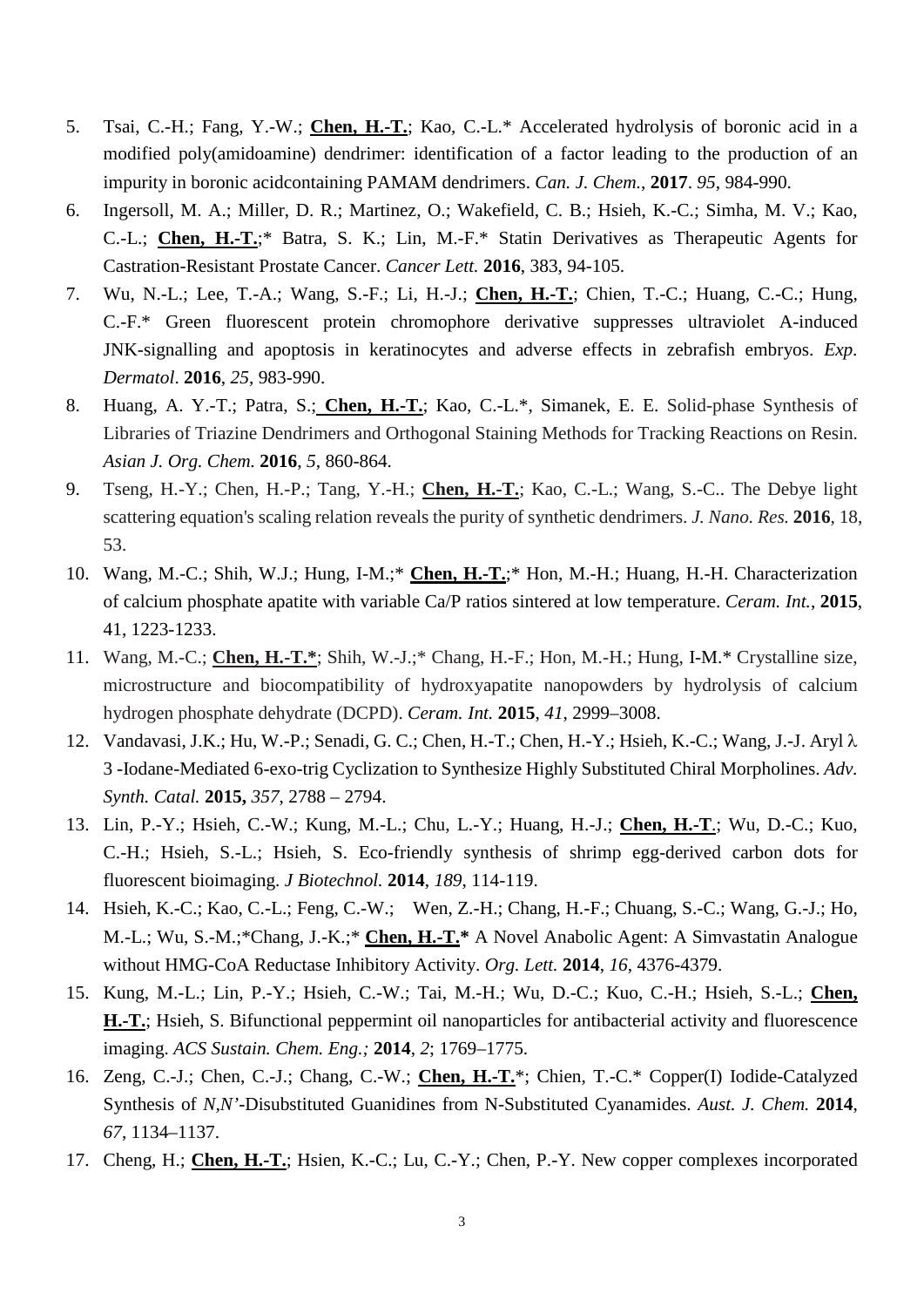5. Tsai, C.-H.; Fang, Y.-W.; **Chen, H.-T.**; Kao, C.-L.* Accelerated hydrolysis of boronic acid in a modified poly(amidoamine) dendrimer: identification of a factor leading to the production of an impurity in boronic acidcontaining PAMAM dendrimers. *Can. J. Chem.*, **2017**. *95*, 984-990.
6. Ingersoll, M. A.; Miller, D. R.; Martinez, O.; Wakefield, C. B.; Hsieh, K.-C.; Simha, M. V.; Kao, C.-L.; **Chen, H.-T.**;* Batra, S. K.; Lin, M.-F.* Statin Derivatives as Therapeutic Agents for Castration-Resistant Prostate Cancer. *Cancer Lett.* **2016**, 383, 94-105.
7. Wu, N.-L.; Lee, T.-A.; Wang, S.-F.; Li, H.-J.; **Chen, H.-T.**; Chien, T.-C.; Huang, C.-C.; Hung, C.-F.* Green fluorescent protein chromophore derivative suppresses ultraviolet A-induced JNK-signalling and apoptosis in keratinocytes and adverse effects in zebrafish embryos. *Exp. Dermatol*. **2016**, *25*, 983-990.
8. Huang, A. Y.-T.; Patra, S.; **Chen, H.-T.**; Kao, C.-L.*, Simanek, E. E. Solid-phase Synthesis of Libraries of Triazine Dendrimers and Orthogonal Staining Methods for Tracking Reactions on Resin. *Asian J. Org. Chem.* **2016**, *5*, 860-864.
9. Tseng, H.-Y.; Chen, H.-P.; Tang, Y.-H.; **Chen, H.-T.**; Kao, C.-L.; Wang, S.-C.. The Debye light scattering equation's scaling relation reveals the purity of synthetic dendrimers. *J. Nano. Res.* **2016**, 18, 53.
10. Wang, M.-C.; Shih, W.J.; Hung, I-M.;* **Chen, H.-T.**;* Hon, M.-H.; Huang, H.-H. Characterization of calcium phosphate apatite with variable Ca/P ratios sintered at low temperature. *Ceram. Int.*, **2015**, 41, 1223-1233.
11. Wang, M.-C.; **Chen, H.-T.***; Shih, W.-J.;* Chang, H.-F.; Hon, M.-H.; Hung, I-M.* Crystalline size, microstructure and biocompatibility of hydroxyapatite nanopowders by hydrolysis of calcium hydrogen phosphate dehydrate (DCPD). *Ceram. Int.* **2015**, *41*, 2999–3008.
12. Vandavasi, J.K.; Hu, W.-P.; Senadi, G. C.; Chen, H.-T.; Chen, H.-Y.; Hsieh, K.-C.; Wang, J.-J. Aryl $\lambda$ 3 -Iodane-Mediated 6-exo-trig Cyclization to Synthesize Highly Substituted Chiral Morpholines. *Adv. Synth. Catal.* **2015,** *357*, 2788 – 2794.
13. Lin, P.-Y.; Hsieh, C.-W.; Kung, M.-L.; Chu, L.-Y.; Huang, H.-J.; **Chen, H.-T**.; Wu, D.-C.; Kuo, C.-H.; Hsieh, S.-L.; Hsieh, S. Eco-friendly synthesis of shrimp egg-derived carbon dots for fluorescent bioimaging. *J Biotechnol.* **2014**, *189*, 114-119.
14. Hsieh, K.-C.; Kao, C.-L.; Feng, C.-W.; Wen, Z.-H.; Chang, H.-F.; Chuang, S.-C.; Wang, G.-J.; Ho, M.-L.; Wu, S.-M.;*Chang, J.-K.;* **Chen, H.-T.*** A Novel Anabolic Agent: A Simvastatin Analogue without HMG-CoA Reductase Inhibitory Activity. *Org. Lett.* **2014**, *16*, 4376-4379.
15. Kung, M.-L.; Lin, P.-Y.; Hsieh, C.-W.; Tai, M.-H.; Wu, D.-C.; Kuo, C.-H.; Hsieh, S.-L.; **Chen, H.-T.**; Hsieh, S. Bifunctional peppermint oil nanoparticles for antibacterial activity and fluorescence imaging. *ACS Sustain. Chem. Eng.;* **2014**, *2*; 1769–1775.
16. Zeng, C.-J.; Chen, C.-J.; Chang, C.-W.; **Chen, H.-T.***; Chien, T.-C.* Copper(I) Iodide-Catalyzed Synthesis of *N,N'*-Disubstituted Guanidines from N-Substituted Cyanamides. *Aust. J. Chem.* **2014**, *67*, 1134–1137.
17. Cheng, H.; **Chen, H.-T.**; Hsien, K.-C.; Lu, C.-Y.; Chen, P.-Y. New copper complexes incorporated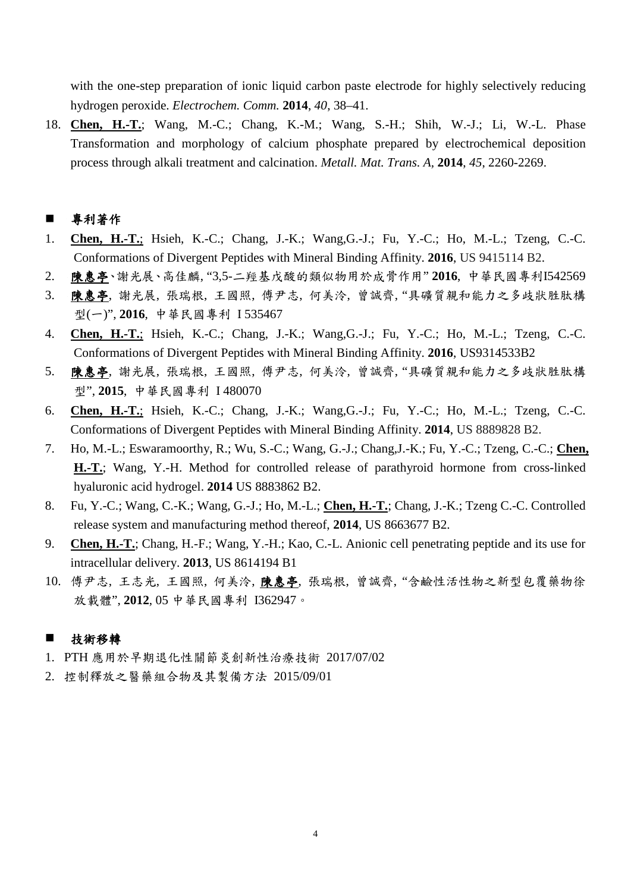with the one-step preparation of ionic liquid carbon paste electrode for highly selectively reducing hydrogen peroxide. *Electrochem. Comm.* **2014**, *40*, 38–41.

18. **Chen, H.-T.**; Wang, M.-C.; Chang, K.-M.; Wang, S.-H.; Shih, W.-J.; Li, W.-L. Phase Transformation and morphology of calcium phosphate prepared by electrochemical deposition process through alkali treatment and calcination. *Metall. Mat. Trans. A*, **2014**, *45*, 2260-2269.

## ■ 專利著作

1. **Chen, H.-T.**; Hsieh, K.-C.; Chang, J.-K.; Wang,G.-J.; Fu, Y.-C.; Ho, M.-L.; Tzeng, C.-C. Conformations of Divergent Peptides with Mineral Binding Affinity. **2016**, US 9415114 B2.
2. **陳惠亭**、謝光展、高佳麟, "3,5-二羥基戊酸的類似物用於成骨作用" **2016**, 中華民國專利I542569
3. **陳惠亭**, 謝光展, 張瑞根, 王國照, 傅尹志, 何美泠, 曾誠齊, "具礦質親和能力之多歧狀胜肽構型(一)", **2016**, 中華民國專利 I 535467
4. **Chen, H.-T.**; Hsieh, K.-C.; Chang, J.-K.; Wang,G.-J.; Fu, Y.-C.; Ho, M.-L.; Tzeng, C.-C. Conformations of Divergent Peptides with Mineral Binding Affinity. **2016**, US9314533B2
5. **陳惠亭**, 謝光展, 張瑞根, 王國照, 傅尹志, 何美泠, 曾誠齊, "具礦質親和能力之多歧狀胜肽構型", **2015**, 中華民國專利 I 480070
6. **Chen, H.-T.**; Hsieh, K.-C.; Chang, J.-K.; Wang,G.-J.; Fu, Y.-C.; Ho, M.-L.; Tzeng, C.-C. Conformations of Divergent Peptides with Mineral Binding Affinity. **2014**, US 8889828 B2.
7. Ho, M.-L.; Eswaramoorthy, R.; Wu, S.-C.; Wang, G.-J.; Chang,J.-K.; Fu, Y.-C.; Tzeng, C.-C.; **Chen, H.-T.**; Wang, Y.-H. Method for controlled release of parathyroid hormone from cross-linked hyaluronic acid hydrogel. **2014** US 8883862 B2.
8. Fu, Y.-C.; Wang, C.-K.; Wang, G.-J.; Ho, M.-L.; **Chen, H.-T.**; Chang, J.-K.; Tzeng C.-C. Controlled release system and manufacturing method thereof, **2014**, US 8663677 B2.
9. **Chen, H.-T.**; Chang, H.-F.; Wang, Y.-H.; Kao, C.-L. Anionic cell penetrating peptide and its use for intracellular delivery. **2013**, US 8614194 B1
10. 傅尹志, 王志光, 王國照, 何美泠, **陳惠亭**, 張瑞根, 曾誠齊, "含鹼性活性物之新型包覆藥物徐放載體", **2012**, 05 中華民國專利 I362947。

## ■ 技術移轉

1. PTH 應用於早期退化性關節炎創新性治療技術 2017/07/02
2. 控制釋放之醫藥組合物及其製備方法 2015/09/01